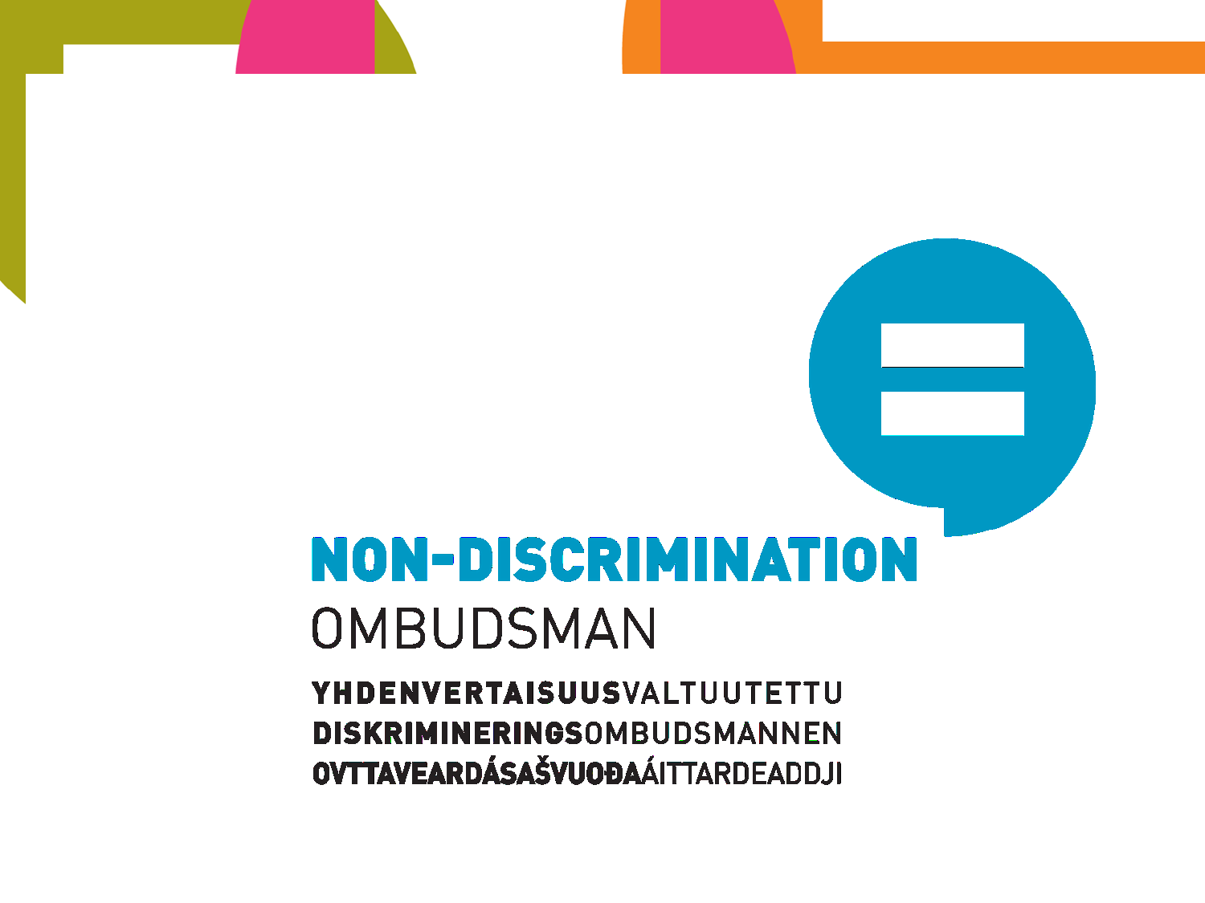# NON-DISCRIMINATION OMBUDSMAN

**YHDENVERTAISUUS**VALTUUTETTU
**DISKRIMINERINGS**OMBUDSMANNEN
**OVTTAVEARDÁSAŠVUOĐA**ÁITTARDEADDJI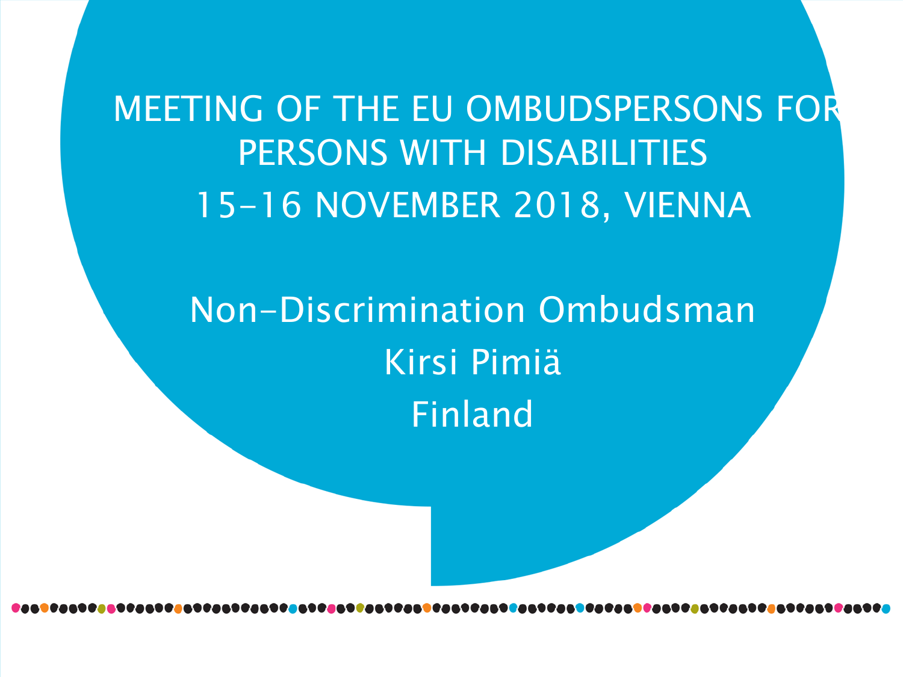# MEETING OF THE EU OMBUDSPERSONS FOR PERSONS WITH DISABILITIES

15–16 NOVEMBER 2018, VIENNA

Non-Discrimination Ombudsman

Kirsi Pimiä

Finland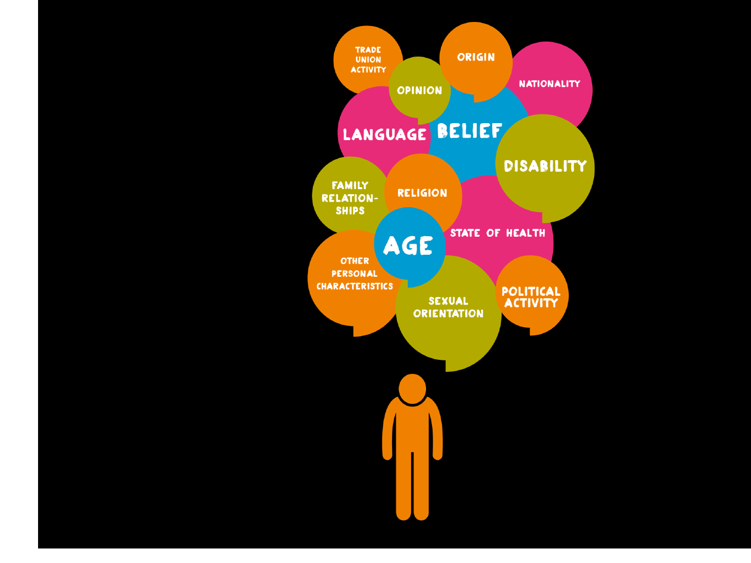TRADE UNION ACTIVITY

ORIGIN

NATIONALITY

OPINION

LANGUAGE

BELIEF

DISABILITY

FAMILY RELATION-SHIPS

RELIGION

AGE

STATE OF HEALTH

OTHER PERSONAL CHARACTERISTICS

SEXUAL ORIENTATION

POLITICAL ACTIVITY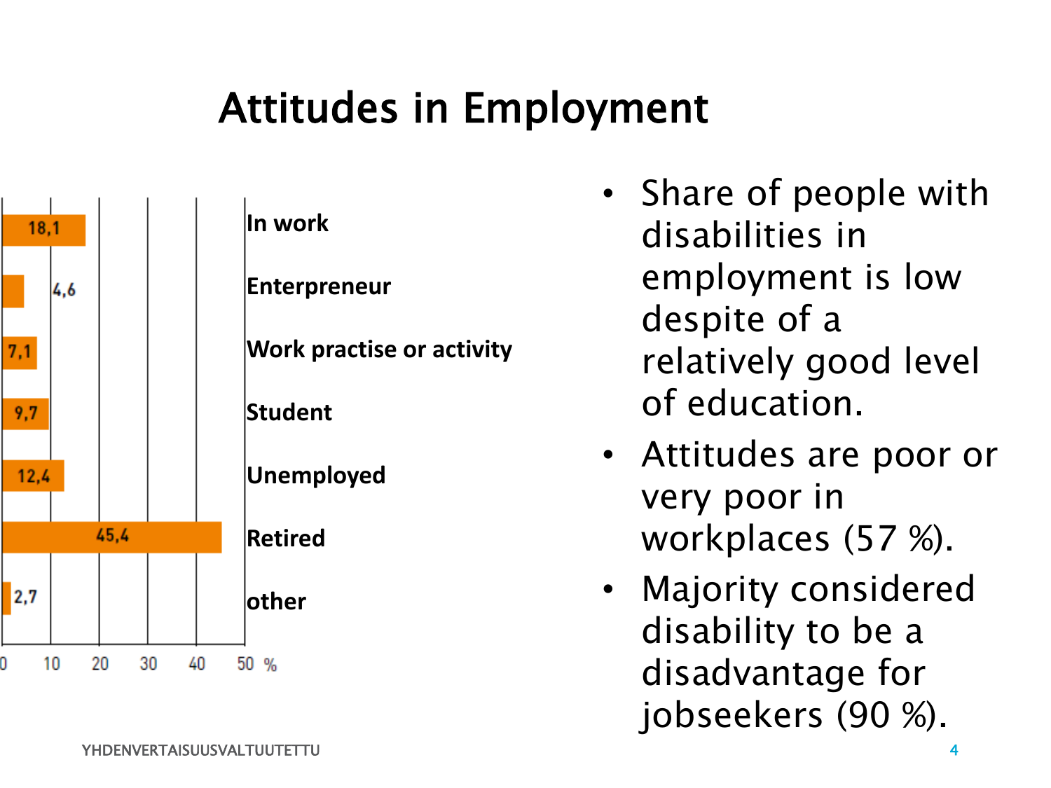# Attitudes in Employment

| Category | % |
|---|---|
| In work | 18,1 |
| Enterpreneur | 4,6 |
| Work practise or activity | 7,1 |
| Student | 9,7 |
| Unemployed | 12,4 |
| Retired | 45,4 |
| other | 2,7 |

- Share of people with disabilities in employment is low despite of a relatively good level of education.
- Attitudes are poor or very poor in workplaces (57 %).
- Majority considered disability to be a disadvantage for jobseekers (90 %).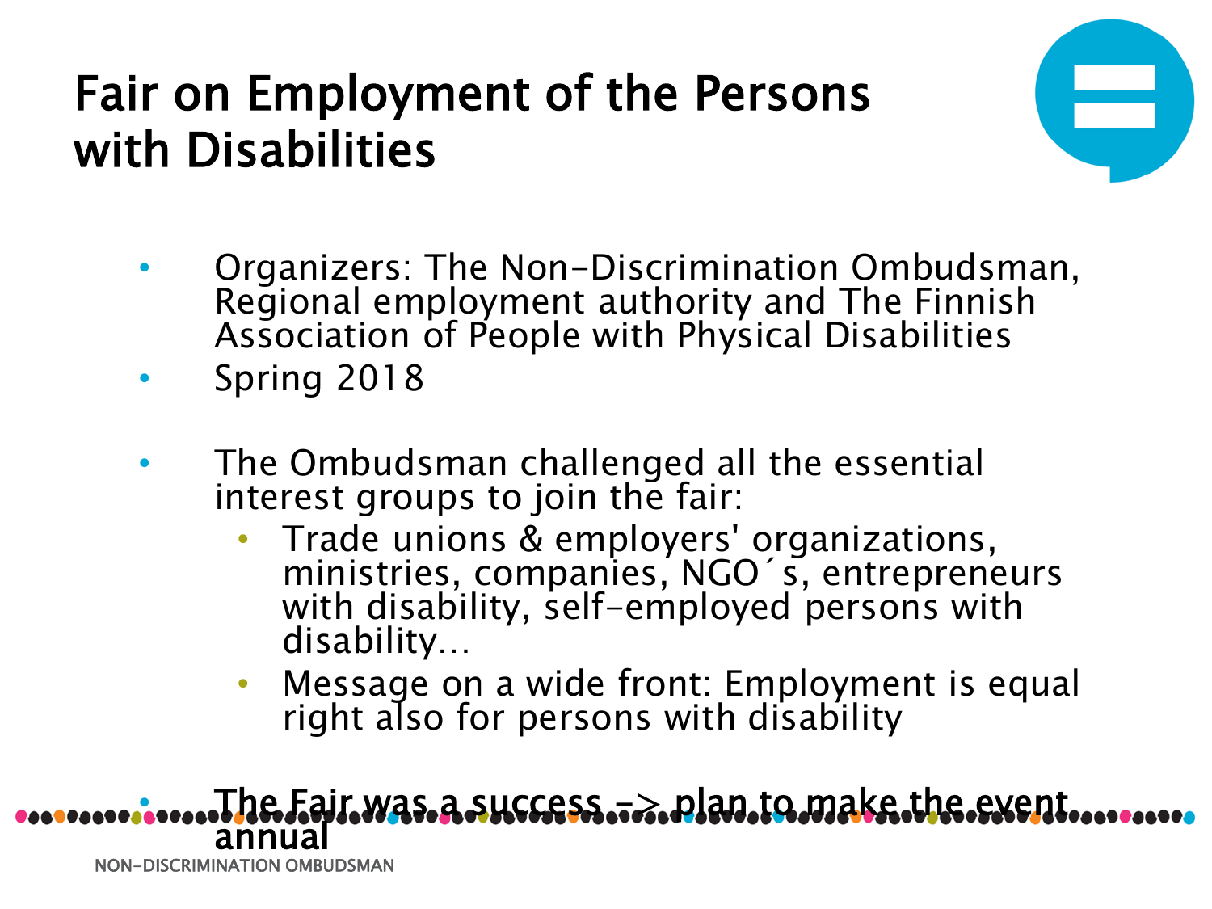# Fair on Employment of the Persons with Disabilities

- Organizers: The Non-Discrimination Ombudsman, Regional employment authority and The Finnish Association of People with Physical Disabilities
- Spring 2018
- The Ombudsman challenged all the essential interest groups to join the fair:
  - Trade unions & employers' organizations, ministries, companies, NGO´s, entrepreneurs with disability, self-employed persons with disability…
  - Message on a wide front: Employment is equal right also for persons with disability
- The Fair was a success -> plan to make the event annual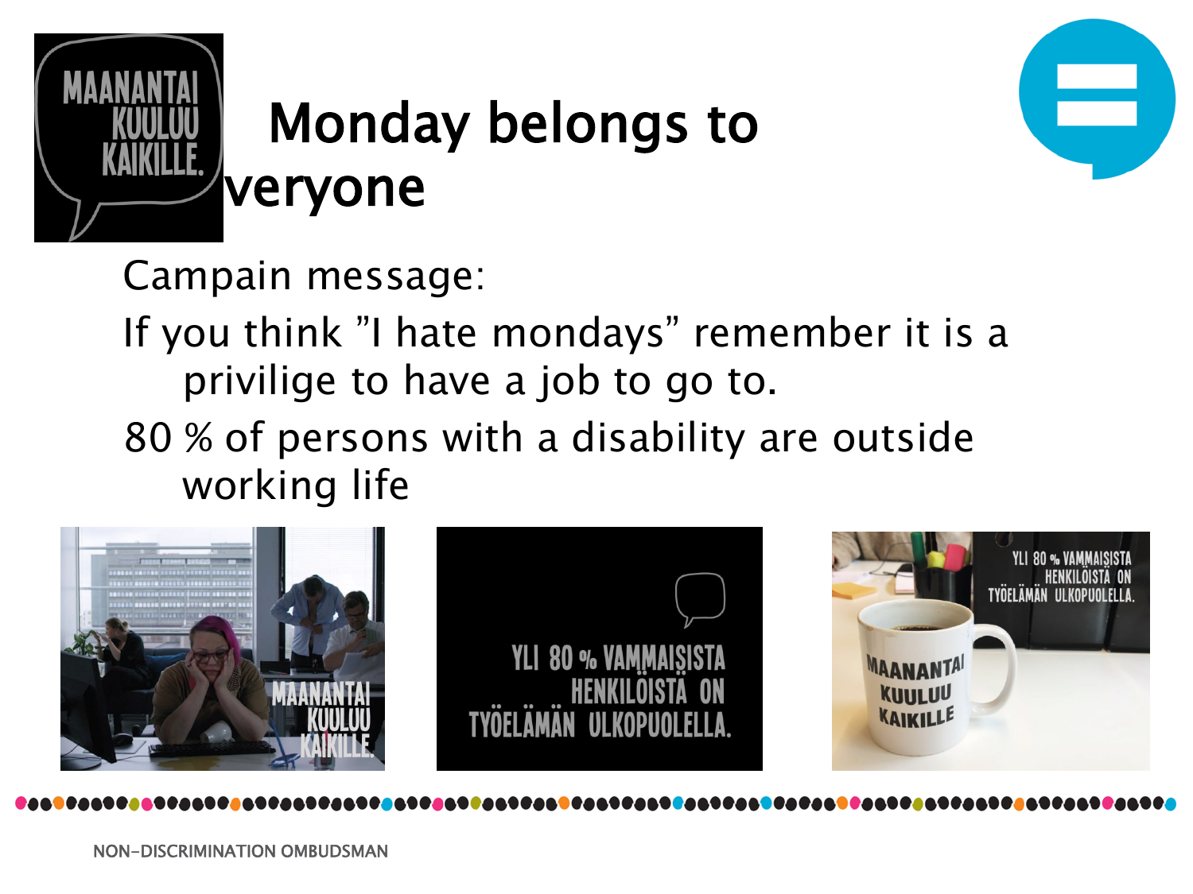# Monday belongs to everyone

Campain message:

If you think ”I hate mondays” remember it is a privilige to have a job to go to.

80 % of persons with a disability are outside working life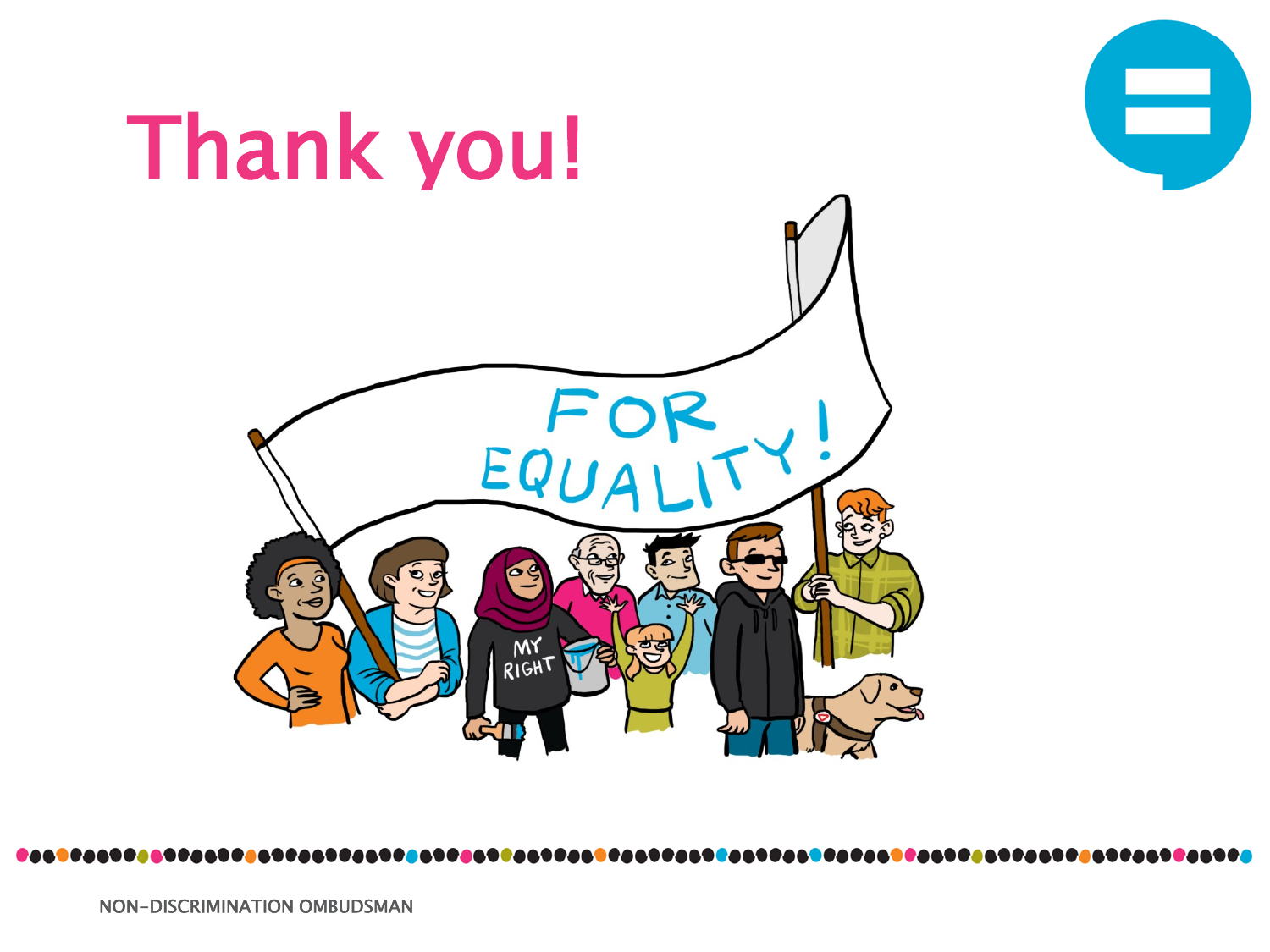# Thank you!

FOR EQUALITY!

MY RIGHT

NON-DISCRIMINATION OMBUDSMAN